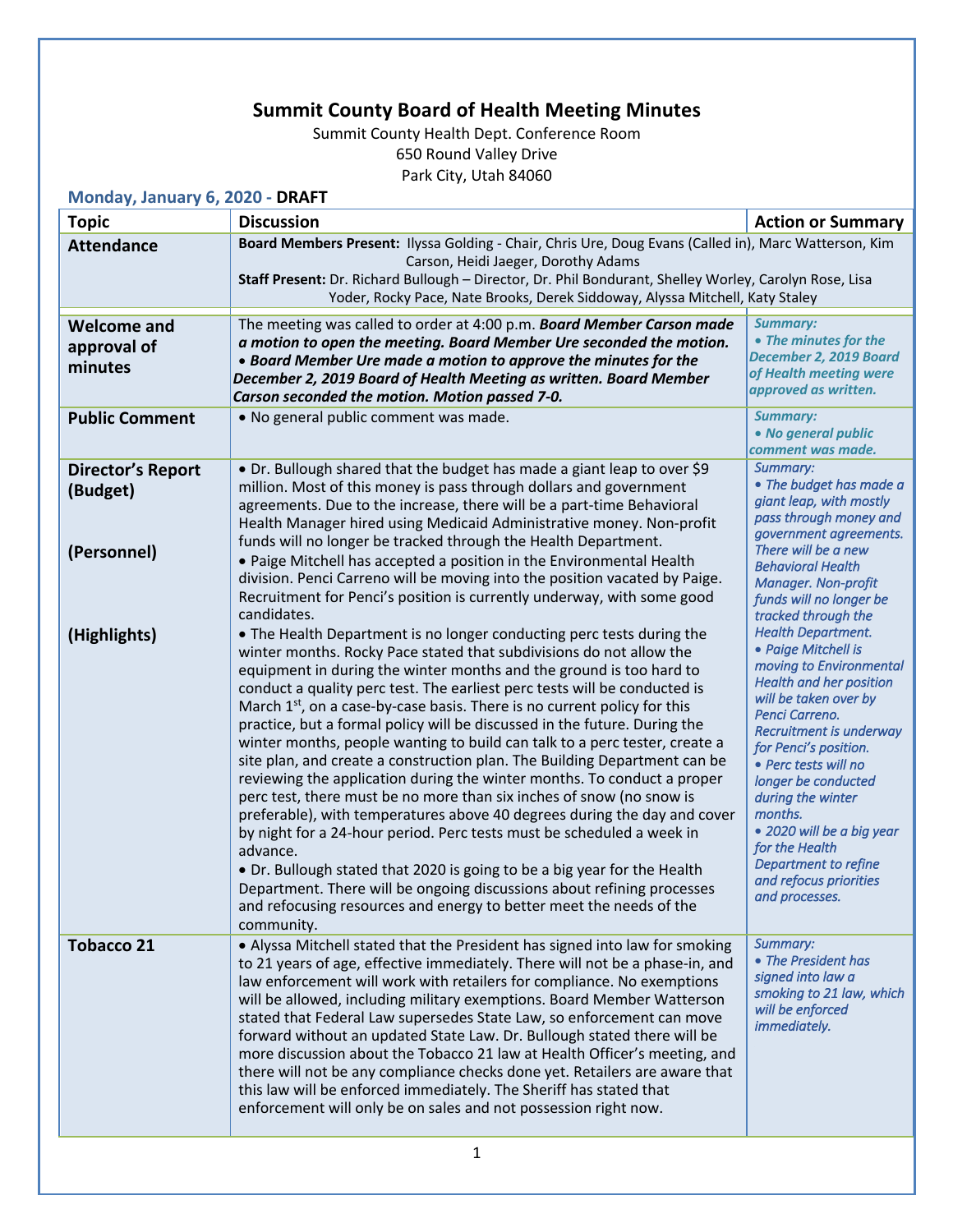# Summit County Board of Health Meeting Minutes

Summit County Health Dept. Conference Room
650 Round Valley Drive
Park City, Utah 84060

**Monday, January 6, 2020 - DRAFT**

| Topic | Discussion | Action or Summary |
|---|---|---|
| **Attendance** | **Board Members Present:** Ilyssa Golding - Chair, Chris Ure, Doug Evans (Called in), Marc Watterson, Kim Carson, Heidi Jaeger, Dorothy Adams<br>**Staff Present:** Dr. Richard Bullough – Director, Dr. Phil Bondurant, Shelley Worley, Carolyn Rose, Lisa Yoder, Rocky Pace, Nate Brooks, Derek Siddoway, Alyssa Mitchell, Katy Staley | |
| **Welcome and approval of minutes** | The meeting was called to order at 4:00 p.m. ***Board Member Carson made a motion to open the meeting. Board Member Ure seconded the motion.***<br>• ***Board Member Ure made a motion to approve the minutes for the December 2, 2019 Board of Health Meeting as written. Board Member Carson seconded the motion. Motion passed 7-0.*** | *Summary:*<br>***• The minutes for the December 2, 2019 Board of Health meeting were approved as written.*** |
| **Public Comment** | • No general public comment was made. | *Summary:*<br>***• No general public comment was made.*** |
| **Director's Report (Budget)**<br><br>**(Personnel)**<br><br>**(Highlights)** | • Dr. Bullough shared that the budget has made a giant leap to over $9 million. Most of this money is pass through dollars and government agreements. Due to the increase, there will be a part-time Behavioral Health Manager hired using Medicaid Administrative money. Non-profit funds will no longer be tracked through the Health Department.<br>• Paige Mitchell has accepted a position in the Environmental Health division. Penci Carreno will be moving into the position vacated by Paige. Recruitment for Penci's position is currently underway, with some good candidates.<br>• The Health Department is no longer conducting perc tests during the winter months. Rocky Pace stated that subdivisions do not allow the equipment in during the winter months and the ground is too hard to conduct a quality perc test. The earliest perc tests will be conducted is March 1st, on a case-by-case basis. There is no current policy for this practice, but a formal policy will be discussed in the future. During the winter months, people wanting to build can talk to a perc tester, create a site plan, and create a construction plan. The Building Department can be reviewing the application during the winter months. To conduct a proper perc test, there must be no more than six inches of snow (no snow is preferable), with temperatures above 40 degrees during the day and cover by night for a 24-hour period. Perc tests must be scheduled a week in advance.<br>• Dr. Bullough stated that 2020 is going to be a big year for the Health Department. There will be ongoing discussions about refining processes and refocusing resources and energy to better meet the needs of the community. | *Summary:*<br>*• The budget has made a giant leap, with mostly pass through money and government agreements. There will be a new Behavioral Health Manager. Non-profit funds will no longer be tracked through the Health Department.*<br>*• Paige Mitchell is moving to Environmental Health and her position will be taken over by Penci Carreno. Recruitment is underway for Penci's position.*<br>*• Perc tests will no longer be conducted during the winter months.*<br>*• 2020 will be a big year for the Health Department to refine and refocus priorities and processes.* |
| **Tobacco 21** | • Alyssa Mitchell stated that the President has signed into law for smoking to 21 years of age, effective immediately. There will not be a phase-in, and law enforcement will work with retailers for compliance. No exemptions will be allowed, including military exemptions. Board Member Watterson stated that Federal Law supersedes State Law, so enforcement can move forward without an updated State Law. Dr. Bullough stated there will be more discussion about the Tobacco 21 law at Health Officer's meeting, and there will not be any compliance checks done yet. Retailers are aware that this law will be enforced immediately. The Sheriff has stated that enforcement will only be on sales and not possession right now. | *Summary:*<br>*• The President has signed into law a smoking to 21 law, which will be enforced immediately.* |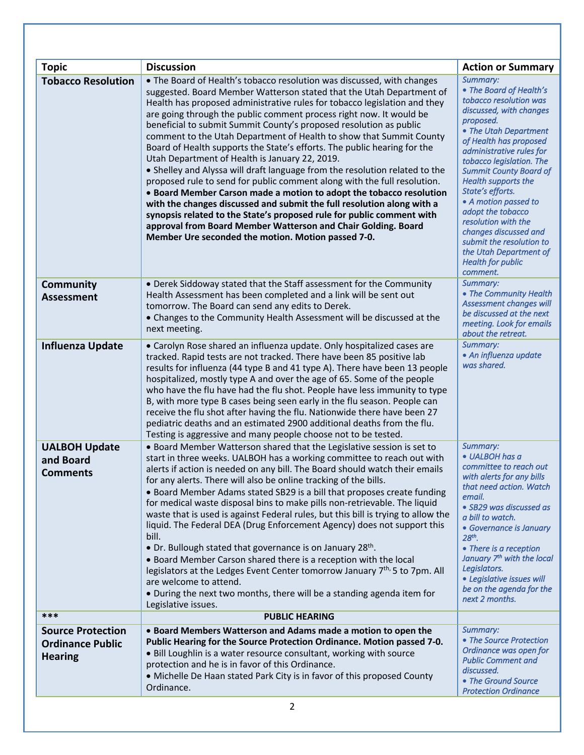| Topic | Discussion | Action or Summary |
|---|---|---|
| **Tobacco Resolution** | • The Board of Health's tobacco resolution was discussed, with changes suggested. Board Member Watterson stated that the Utah Department of Health has proposed administrative rules for tobacco legislation and they are going through the public comment process right now. It would be beneficial to submit Summit County's proposed resolution as public comment to the Utah Department of Health to show that Summit County Board of Health supports the State's efforts. The public hearing for the Utah Department of Health is January 22, 2019.<br>• Shelley and Alyssa will draft language from the resolution related to the proposed rule to send for public comment along with the full resolution.<br>**• Board Member Carson made a motion to adopt the tobacco resolution with the changes discussed and submit the full resolution along with a synopsis related to the State's proposed rule for public comment with approval from Board Member Watterson and Chair Golding. Board Member Ure seconded the motion. Motion passed 7-0.** | *Summary:*<br>*• The Board of Health's tobacco resolution was discussed, with changes proposed.*<br>*• The Utah Department of Health has proposed administrative rules for tobacco legislation. The Summit County Board of Health supports the State's efforts.*<br>*• A motion passed to adopt the tobacco resolution with the changes discussed and submit the resolution to the Utah Department of Health for public comment.* |
| **Community Assessment** | • Derek Siddoway stated that the Staff assessment for the Community Health Assessment has been completed and a link will be sent out tomorrow. The Board can send any edits to Derek.<br>• Changes to the Community Health Assessment will be discussed at the next meeting. | *Summary:*<br>*• The Community Health Assessment changes will be discussed at the next meeting. Look for emails about the retreat.* |
| **Influenza Update** | • Carolyn Rose shared an influenza update. Only hospitalized cases are tracked. Rapid tests are not tracked. There have been 85 positive lab results for influenza (44 type B and 41 type A). There have been 13 people hospitalized, mostly type A and over the age of 65. Some of the people who have the flu have had the flu shot. People have less immunity to type B, with more type B cases being seen early in the flu season. People can receive the flu shot after having the flu. Nationwide there have been 27 pediatric deaths and an estimated 2900 additional deaths from the flu. Testing is aggressive and many people choose not to be tested. | *Summary:*<br>*• An influenza update was shared.* |
| **UALBOH Update and Board Comments** | • Board Member Watterson shared that the Legislative session is set to start in three weeks. UALBOH has a working committee to reach out with alerts if action is needed on any bill. The Board should watch their emails for any alerts. There will also be online tracking of the bills.<br>• Board Member Adams stated SB29 is a bill that proposes create funding for medical waste disposal bins to make pills non-retrievable. The liquid waste that is used is against Federal rules, but this bill is trying to allow the liquid. The Federal DEA (Drug Enforcement Agency) does not support this bill.<br>• Dr. Bullough stated that governance is on January 28th.<br>• Board Member Carson shared there is a reception with the local legislators at the Ledges Event Center tomorrow January 7th, 5 to 7pm. All are welcome to attend.<br>• During the next two months, there will be a standing agenda item for Legislative issues. | *Summary:*<br>*• UALBOH has a committee to reach out with alerts for any bills that need action. Watch email.*<br>*• SB29 was discussed as a bill to watch.*<br>*• Governance is January 28th.*<br>*• There is a reception January 7th with the local Legislators.*<br>*• Legislative issues will be on the agenda for the next 2 months.* |
| *** | **PUBLIC HEARING** | |
| **Source Protection Ordinance Public Hearing** | **• Board Members Watterson and Adams made a motion to open the Public Hearing for the Source Protection Ordinance. Motion passed 7-0.**<br>• Bill Loughlin is a water resource consultant, working with source protection and he is in favor of this Ordinance.<br>• Michelle De Haan stated Park City is in favor of this proposed County Ordinance. | *Summary:*<br>*• The Source Protection Ordinance was open for Public Comment and discussed.*<br>*• The Ground Source Protection Ordinance* |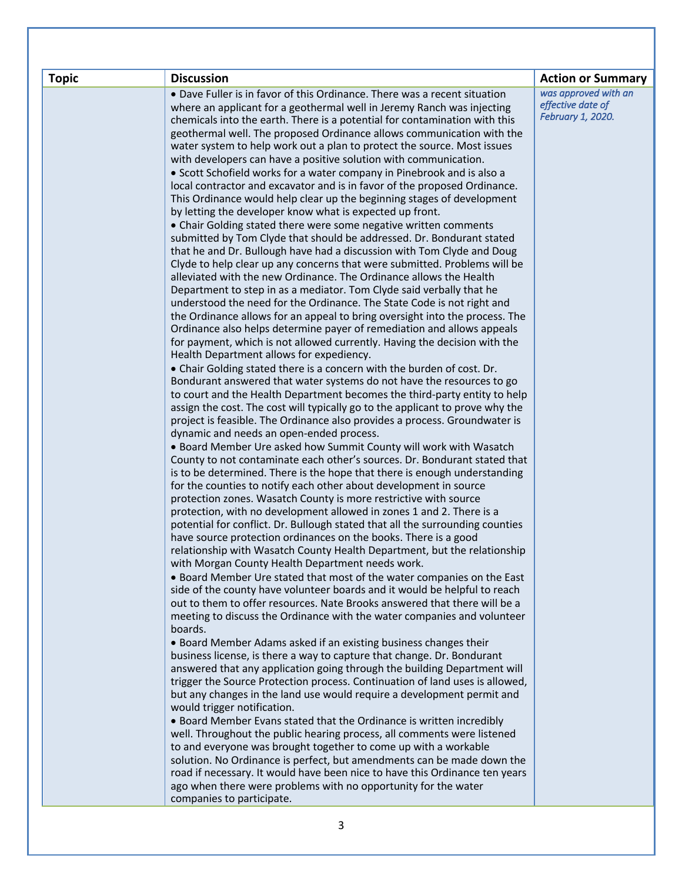| Topic | Discussion | Action or Summary |
| --- | --- | --- |
| | • Dave Fuller is in favor of this Ordinance. There was a recent situation where an applicant for a geothermal well in Jeremy Ranch was injecting chemicals into the earth. There is a potential for contamination with this geothermal well. The proposed Ordinance allows communication with the water system to help work out a plan to protect the source. Most issues with developers can have a positive solution with communication.<br>• Scott Schofield works for a water company in Pinebrook and is also a local contractor and excavator and is in favor of the proposed Ordinance. This Ordinance would help clear up the beginning stages of development by letting the developer know what is expected up front.<br>• Chair Golding stated there were some negative written comments submitted by Tom Clyde that should be addressed. Dr. Bondurant stated that he and Dr. Bullough have had a discussion with Tom Clyde and Doug Clyde to help clear up any concerns that were submitted. Problems will be alleviated with the new Ordinance. The Ordinance allows the Health Department to step in as a mediator. Tom Clyde said verbally that he understood the need for the Ordinance. The State Code is not right and the Ordinance allows for an appeal to bring oversight into the process. The Ordinance also helps determine payer of remediation and allows appeals for payment, which is not allowed currently. Having the decision with the Health Department allows for expediency.<br>• Chair Golding stated there is a concern with the burden of cost. Dr. Bondurant answered that water systems do not have the resources to go to court and the Health Department becomes the third-party entity to help assign the cost. The cost will typically go to the applicant to prove why the project is feasible. The Ordinance also provides a process. Groundwater is dynamic and needs an open-ended process.<br>• Board Member Ure asked how Summit County will work with Wasatch County to not contaminate each other's sources. Dr. Bondurant stated that is to be determined. There is the hope that there is enough understanding for the counties to notify each other about development in source protection zones. Wasatch County is more restrictive with source protection, with no development allowed in zones 1 and 2. There is a potential for conflict. Dr. Bullough stated that all the surrounding counties have source protection ordinances on the books. There is a good relationship with Wasatch County Health Department, but the relationship with Morgan County Health Department needs work.<br>• Board Member Ure stated that most of the water companies on the East side of the county have volunteer boards and it would be helpful to reach out to them to offer resources. Nate Brooks answered that there will be a meeting to discuss the Ordinance with the water companies and volunteer boards.<br>• Board Member Adams asked if an existing business changes their business license, is there a way to capture that change. Dr. Bondurant answered that any application going through the building Department will trigger the Source Protection process. Continuation of land uses is allowed, but any changes in the land use would require a development permit and would trigger notification.<br>• Board Member Evans stated that the Ordinance is written incredibly well. Throughout the public hearing process, all comments were listened to and everyone was brought together to come up with a workable solution. No Ordinance is perfect, but amendments can be made down the road if necessary. It would have been nice to have this Ordinance ten years ago when there were problems with no opportunity for the water companies to participate. | *was approved with an effective date of February 1, 2020.* |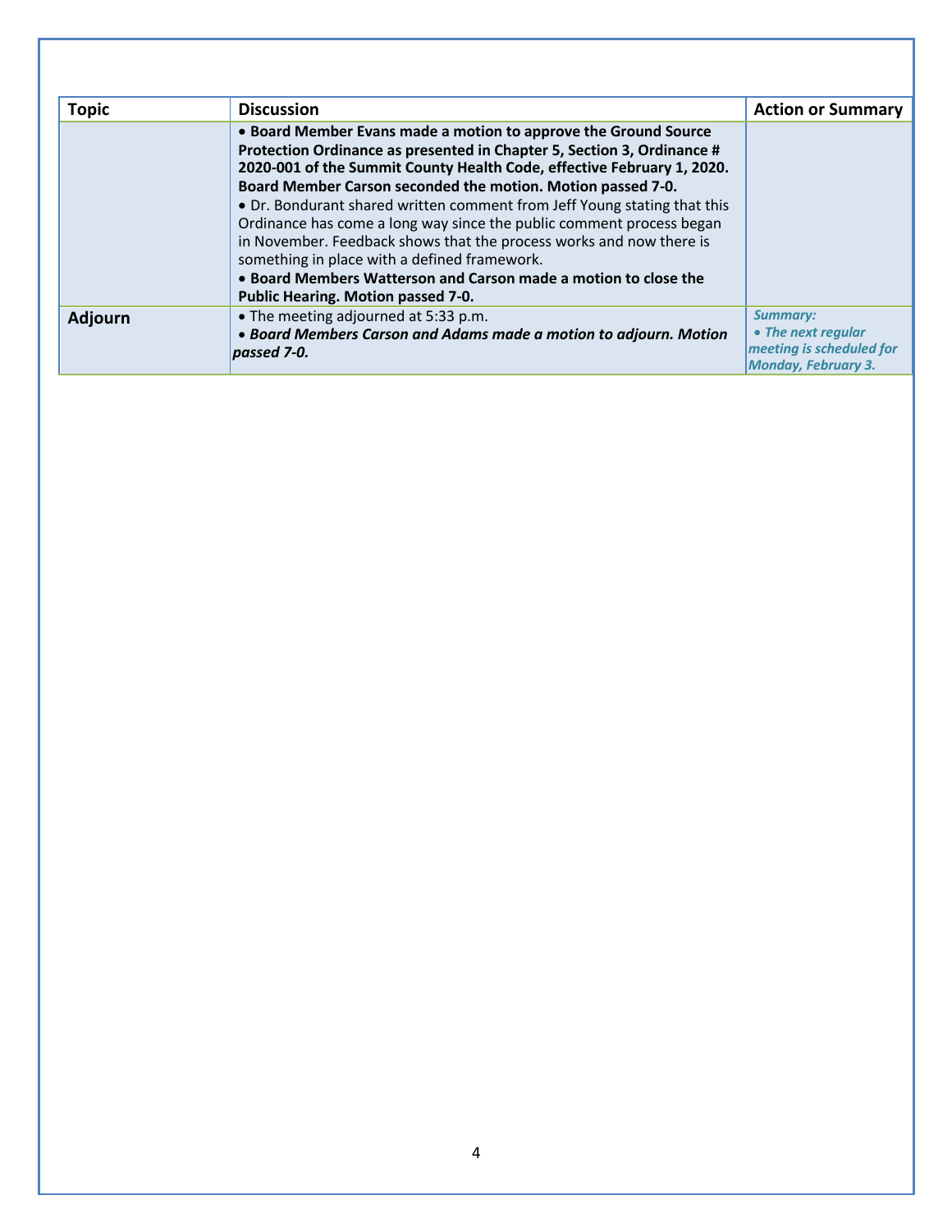| Topic | Discussion | Action or Summary |
| --- | --- | --- |
| | • **Board Member Evans made a motion to approve the Ground Source Protection Ordinance as presented in Chapter 5, Section 3, Ordinance # 2020-001 of the Summit County Health Code, effective February 1, 2020. Board Member Carson seconded the motion. Motion passed 7-0.**<br>• Dr. Bondurant shared written comment from Jeff Young stating that this Ordinance has come a long way since the public comment process began in November. Feedback shows that the process works and now there is something in place with a defined framework.<br>• **Board Members Watterson and Carson made a motion to close the Public Hearing. Motion passed 7-0.** | |
| **Adjourn** | • The meeting adjourned at 5:33 p.m.<br>• ***Board Members Carson and Adams made a motion to adjourn. Motion passed 7-0.*** | ***Summary:***<br>***• The next regular meeting is scheduled for Monday, February 3.*** |